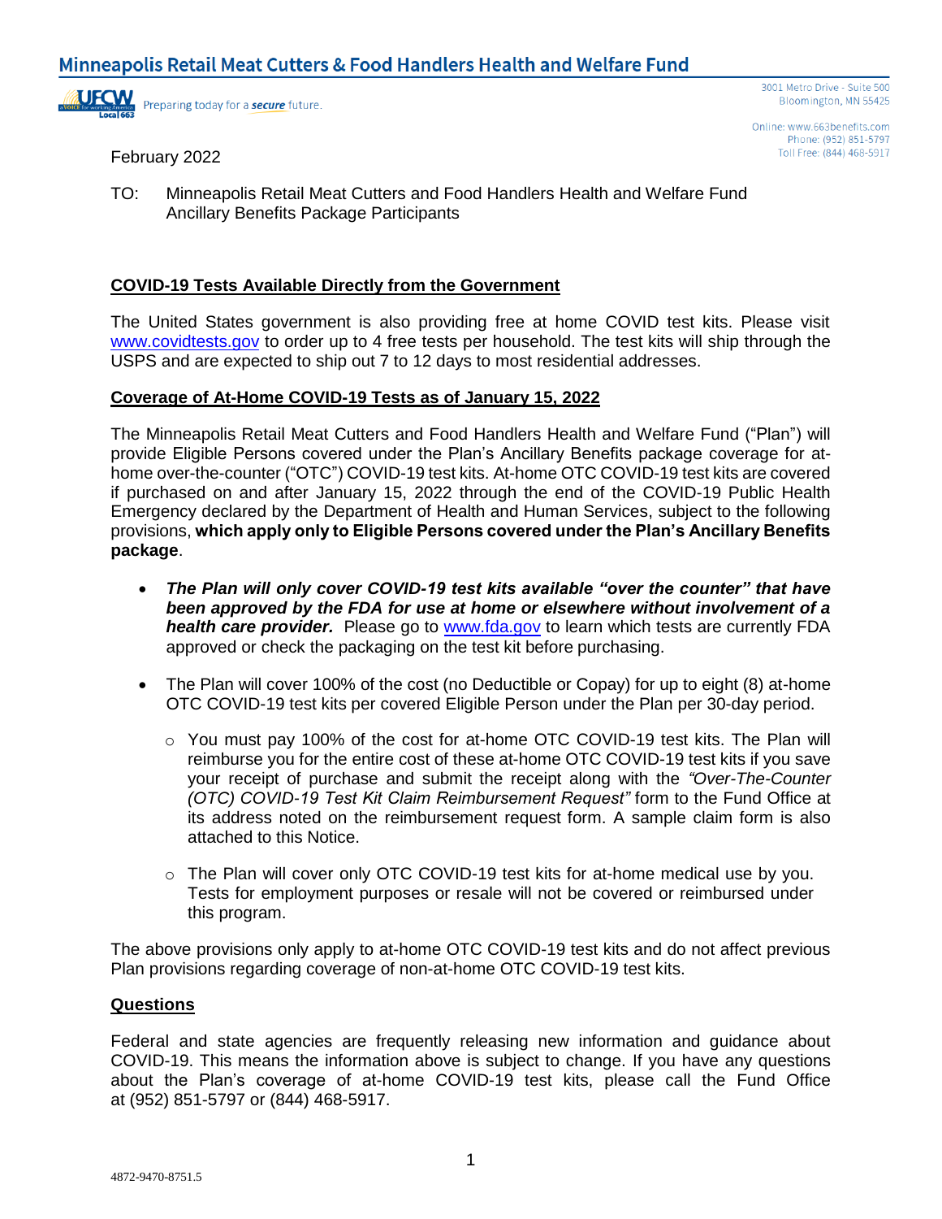# Minneapolis Retail Meat Cutters & Food Handlers Health and Welfare Fund

Preparing today for a ***secure*** future.

3001 Metro Drive - Suite 500
Bloomington, MN 55425

Online: www.663benefits.com
Phone: (952) 851-5797
Toll Free: (844) 468-5917

February 2022

TO: Minneapolis Retail Meat Cutters and Food Handlers Health and Welfare Fund Ancillary Benefits Package Participants

## COVID-19 Tests Available Directly from the Government

The United States government is also providing free at home COVID test kits. Please visit www.covidtests.gov to order up to 4 free tests per household. The test kits will ship through the USPS and are expected to ship out 7 to 12 days to most residential addresses.

## Coverage of At-Home COVID-19 Tests as of January 15, 2022

The Minneapolis Retail Meat Cutters and Food Handlers Health and Welfare Fund ("Plan") will provide Eligible Persons covered under the Plan's Ancillary Benefits package coverage for at-home over-the-counter ("OTC") COVID-19 test kits. At-home OTC COVID-19 test kits are covered if purchased on and after January 15, 2022 through the end of the COVID-19 Public Health Emergency declared by the Department of Health and Human Services, subject to the following provisions, **which apply only to Eligible Persons covered under the Plan's Ancillary Benefits package**.

- ***The Plan will only cover COVID-19 test kits available "over the counter" that have been approved by the FDA for use at home or elsewhere without involvement of a health care provider.*** Please go to www.fda.gov to learn which tests are currently FDA approved or check the packaging on the test kit before purchasing.
- The Plan will cover 100% of the cost (no Deductible or Copay) for up to eight (8) at-home OTC COVID-19 test kits per covered Eligible Person under the Plan per 30-day period.
  - You must pay 100% of the cost for at-home OTC COVID-19 test kits. The Plan will reimburse you for the entire cost of these at-home OTC COVID-19 test kits if you save your receipt of purchase and submit the receipt along with the *"Over-The-Counter (OTC) COVID-19 Test Kit Claim Reimbursement Request"* form to the Fund Office at its address noted on the reimbursement request form. A sample claim form is also attached to this Notice.
  - The Plan will cover only OTC COVID-19 test kits for at-home medical use by you. Tests for employment purposes or resale will not be covered or reimbursed under this program.

The above provisions only apply to at-home OTC COVID-19 test kits and do not affect previous Plan provisions regarding coverage of non-at-home OTC COVID-19 test kits.

## Questions

Federal and state agencies are frequently releasing new information and guidance about COVID-19. This means the information above is subject to change. If you have any questions about the Plan's coverage of at-home COVID-19 test kits, please call the Fund Office at (952) 851-5797 or (844) 468-5917.

4872-9470-8751.5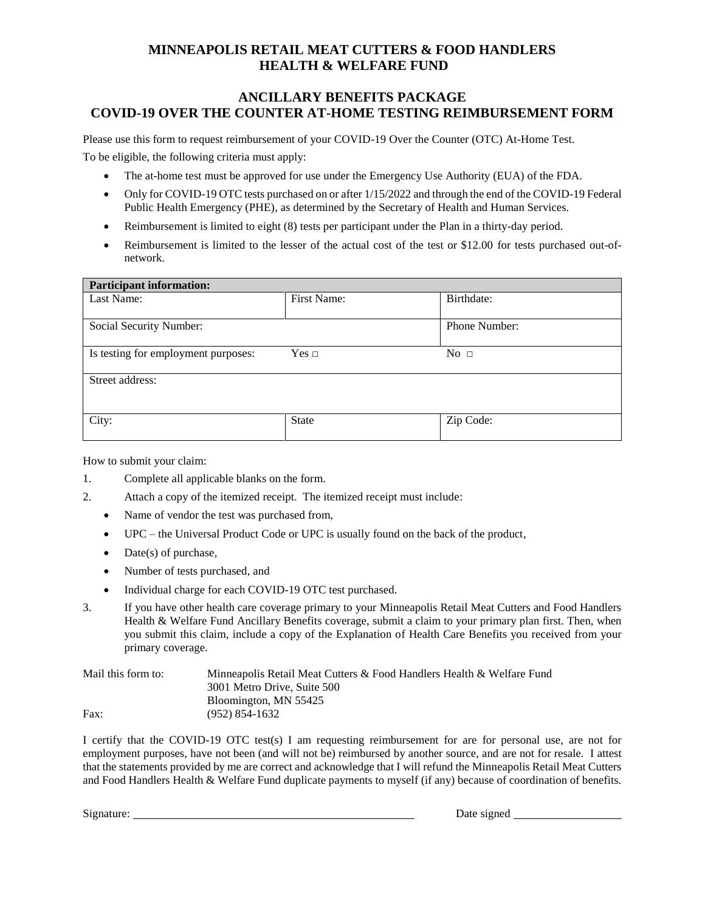# MINNEAPOLIS RETAIL MEAT CUTTERS & FOOD HANDLERS HEALTH & WELFARE FUND

## ANCILLARY BENEFITS PACKAGE
## COVID-19 OVER THE COUNTER AT-HOME TESTING REIMBURSEMENT FORM

Please use this form to request reimbursement of your COVID-19 Over the Counter (OTC) At-Home Test.

To be eligible, the following criteria must apply:

- The at-home test must be approved for use under the Emergency Use Authority (EUA) of the FDA.
- Only for COVID-19 OTC tests purchased on or after 1/15/2022 and through the end of the COVID-19 Federal Public Health Emergency (PHE), as determined by the Secretary of Health and Human Services.
- Reimbursement is limited to eight (8) tests per participant under the Plan in a thirty-day period.
- Reimbursement is limited to the lesser of the actual cost of the test or $12.00 for tests purchased out-of-network.

| **Participant information:** | | |
|---|---|---|
| Last Name: | First Name: | Birthdate: |
| Social Security Number: | | Phone Number: |
| Is testing for employment purposes: | Yes □ | No □ |
| Street address: | | |
| City: | State | Zip Code: |

How to submit your claim:

1. Complete all applicable blanks on the form.
2. Attach a copy of the itemized receipt. The itemized receipt must include:
   - Name of vendor the test was purchased from,
   - UPC – the Universal Product Code or UPC is usually found on the back of the product,
   - Date(s) of purchase,
   - Number of tests purchased, and
   - Individual charge for each COVID-19 OTC test purchased.
3. If you have other health care coverage primary to your Minneapolis Retail Meat Cutters and Food Handlers Health & Welfare Fund Ancillary Benefits coverage, submit a claim to your primary plan first. Then, when you submit this claim, include a copy of the Explanation of Health Care Benefits you received from your primary coverage.

Mail this form to: Minneapolis Retail Meat Cutters & Food Handlers Health & Welfare Fund
3001 Metro Drive, Suite 500
Bloomington, MN 55425

Fax: (952) 854-1632

I certify that the COVID-19 OTC test(s) I am requesting reimbursement for are for personal use, are not for employment purposes, have not been (and will not be) reimbursed by another source, and are not for resale. I attest that the statements provided by me are correct and acknowledge that I will refund the Minneapolis Retail Meat Cutters and Food Handlers Health & Welfare Fund duplicate payments to myself (if any) because of coordination of benefits.

Signature: ______________________________ Date signed ____________________